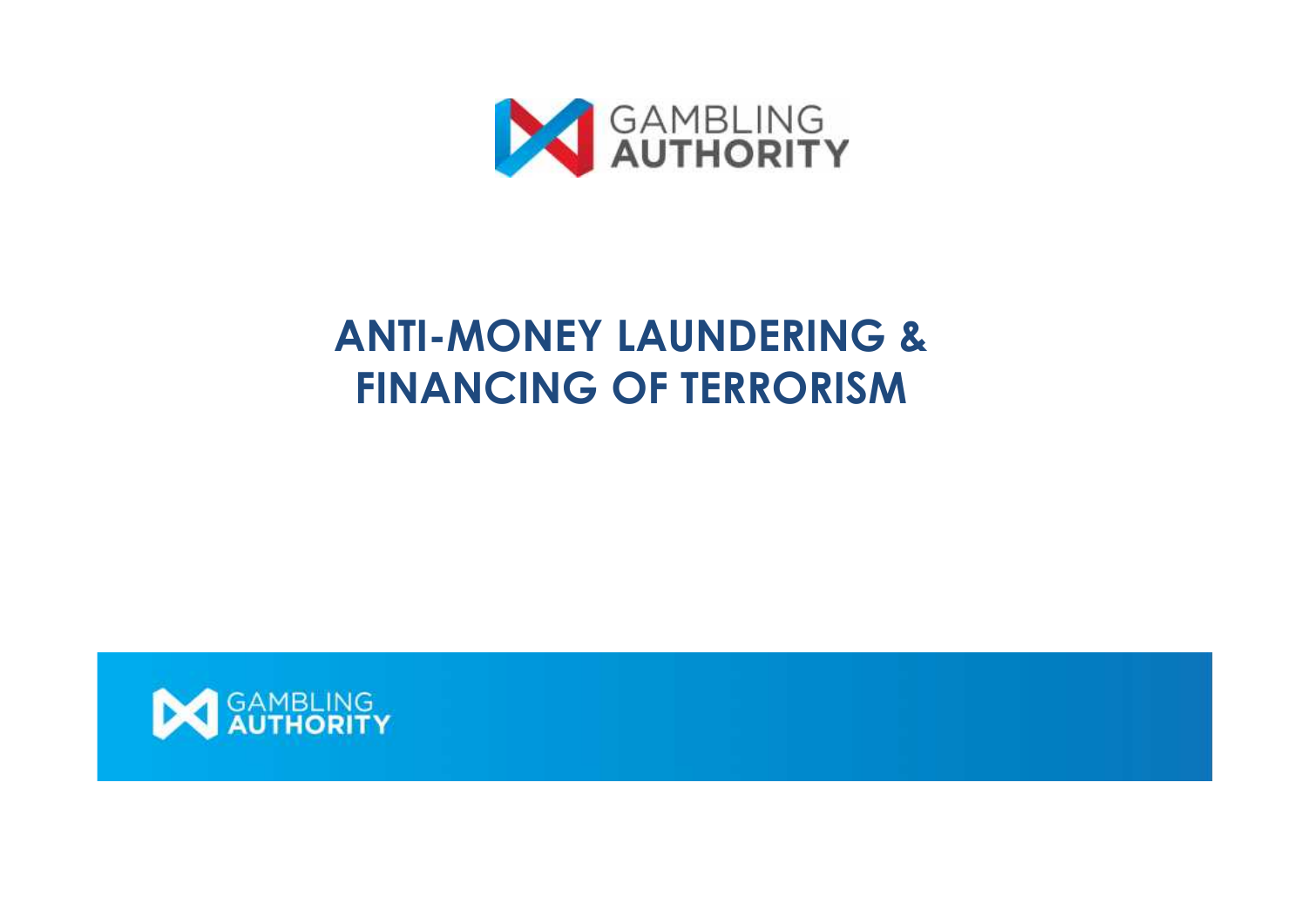GAMBLING AUTHORITY

# ANTI-MONEY LAUNDERING & FINANCING OF TERRORISM

GAMBLING AUTHORITY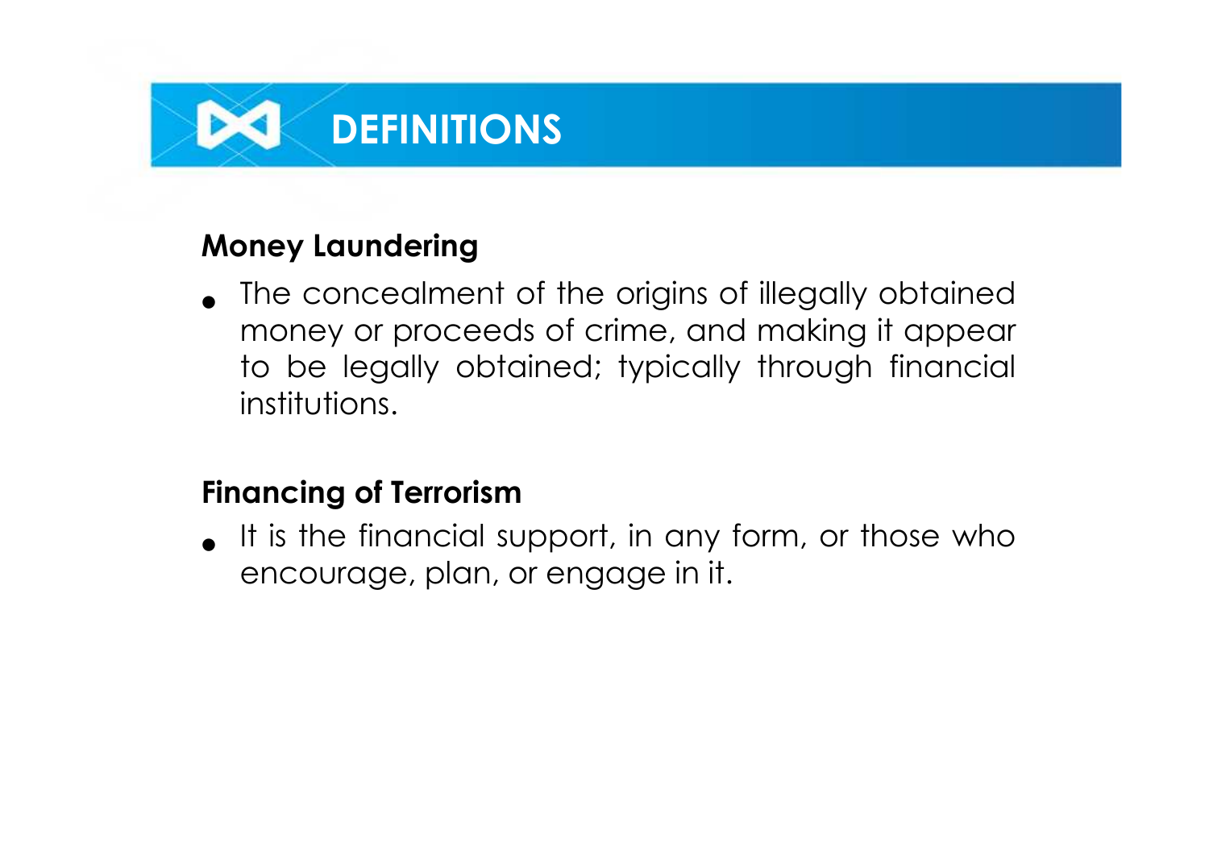# DEFINITIONS

**Money Laundering**

- The concealment of the origins of illegally obtained money or proceeds of crime, and making it appear to be legally obtained; typically through financial institutions.

**Financing of Terrorism**

- It is the financial support, in any form, or those who encourage, plan, or engage in it.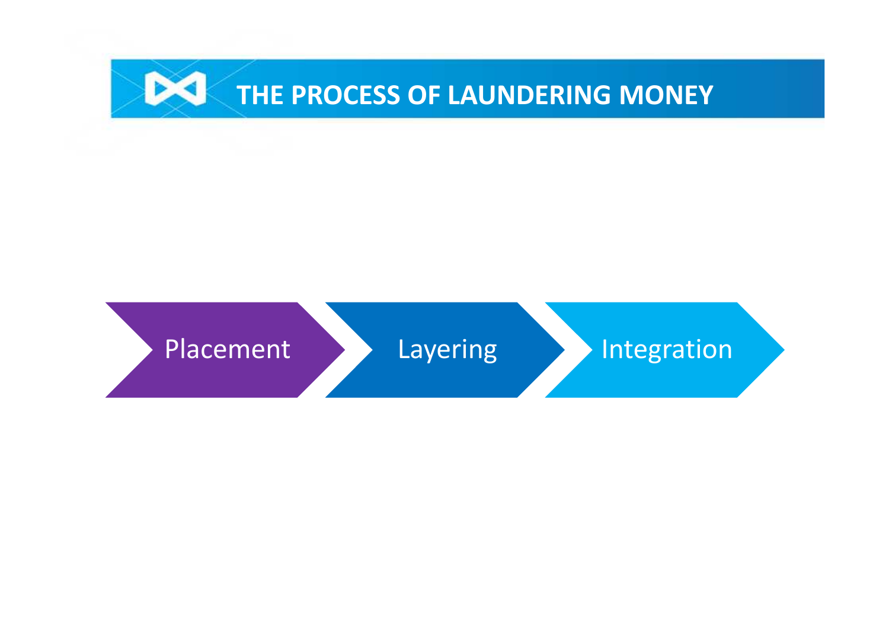# THE PROCESS OF LAUNDERING MONEY

Placement → Layering → Integration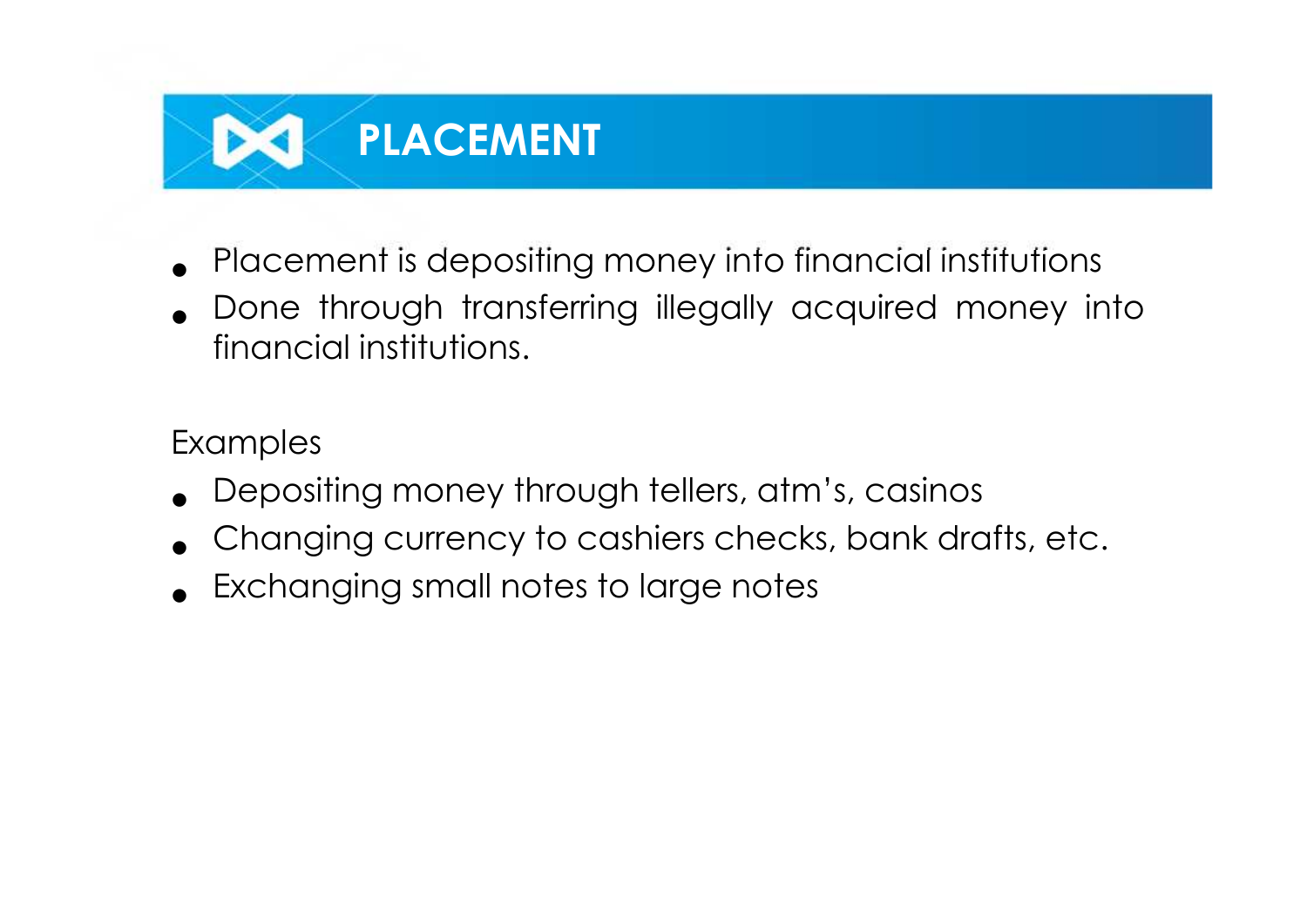# PLACEMENT

- Placement is depositing money into financial institutions
- Done through transferring illegally acquired money into financial institutions.

Examples

- Depositing money through tellers, atm's, casinos
- Changing currency to cashiers checks, bank drafts, etc.
- Exchanging small notes to large notes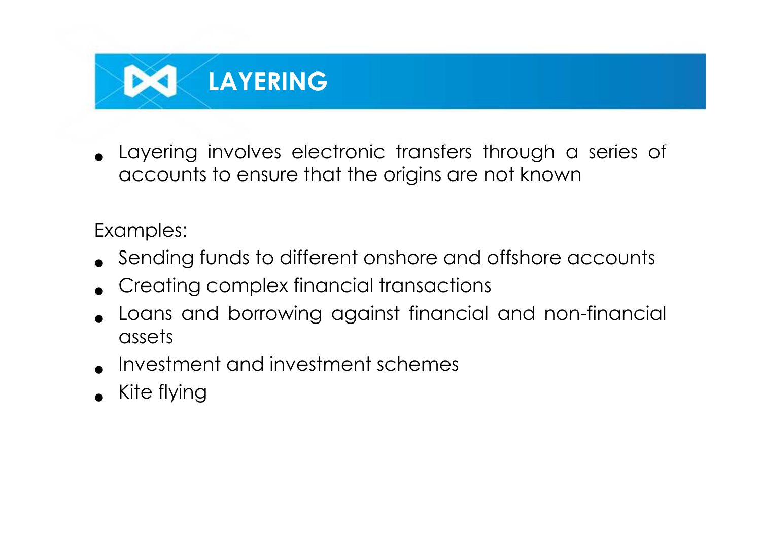# LAYERING

- Layering involves electronic transfers through a series of accounts to ensure that the origins are not known

Examples:

- Sending funds to different onshore and offshore accounts
- Creating complex financial transactions
- Loans and borrowing against financial and non-financial assets
- Investment and investment schemes
- Kite flying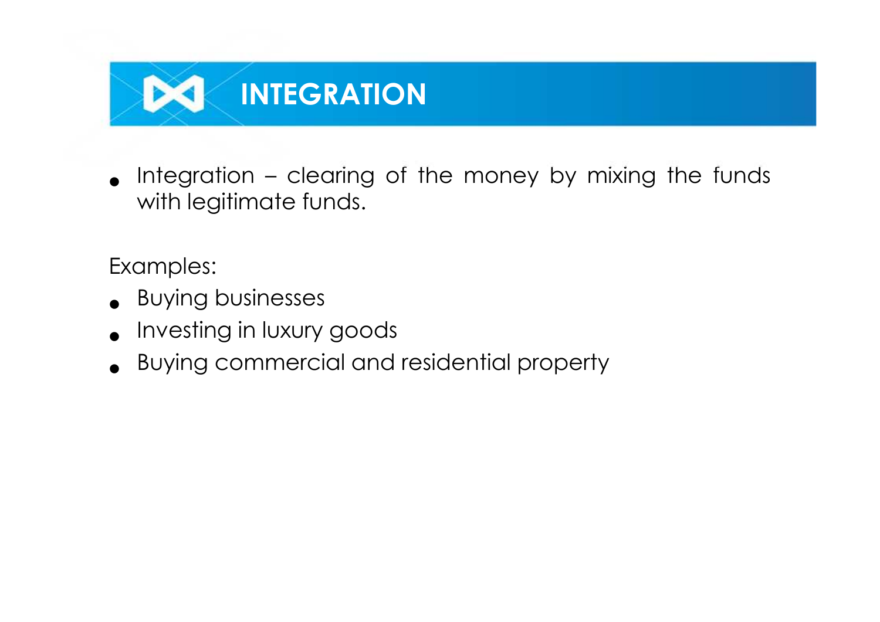# INTEGRATION

- Integration – clearing of the money by mixing the funds with legitimate funds.

Examples:

- Buying businesses
- Investing in luxury goods
- Buying commercial and residential property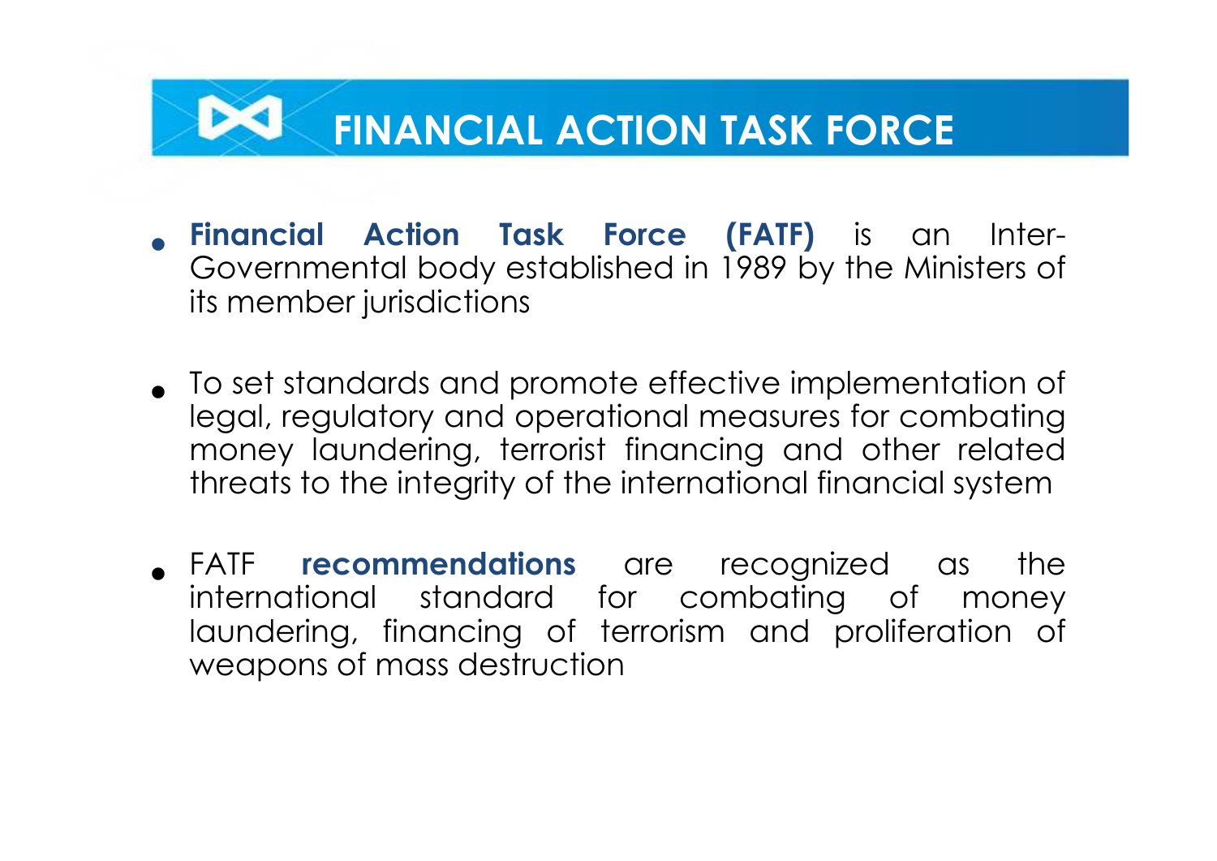# FINANCIAL ACTION TASK FORCE

- **Financial Action Task Force (FATF)** is an Inter-Governmental body established in 1989 by the Ministers of its member jurisdictions

- To set standards and promote effective implementation of legal, regulatory and operational measures for combating money laundering, terrorist financing and other related threats to the integrity of the international financial system

- FATF **recommendations** are recognized as the international standard for combating of money laundering, financing of terrorism and proliferation of weapons of mass destruction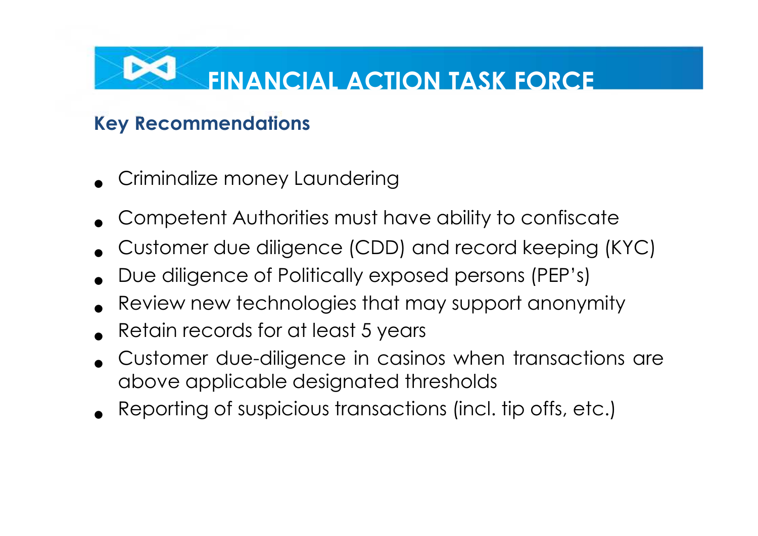# FINANCIAL ACTION TASK FORCE

## Key Recommendations

- Criminalize money Laundering
- Competent Authorities must have ability to confiscate
- Customer due diligence (CDD) and record keeping (KYC)
- Due diligence of Politically exposed persons (PEP's)
- Review new technologies that may support anonymity
- Retain records for at least 5 years
- Customer due-diligence in casinos when transactions are above applicable designated thresholds
- Reporting of suspicious transactions (incl. tip offs, etc.)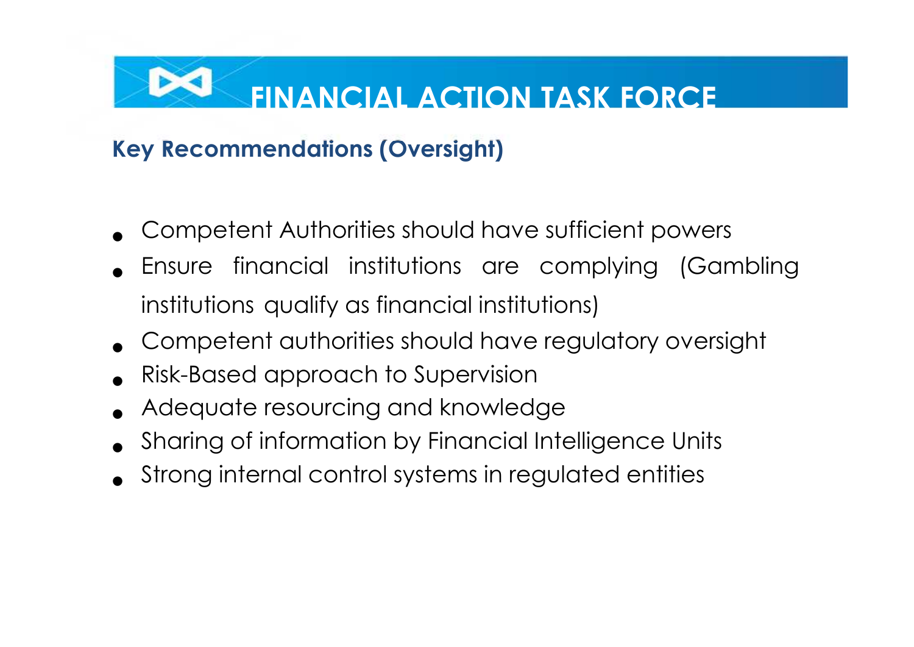# FINANCIAL ACTION TASK FORCE

## Key Recommendations (Oversight)

- Competent Authorities should have sufficient powers
- Ensure financial institutions are complying (Gambling institutions qualify as financial institutions)
- Competent authorities should have regulatory oversight
- Risk-Based approach to Supervision
- Adequate resourcing and knowledge
- Sharing of information by Financial Intelligence Units
- Strong internal control systems in regulated entities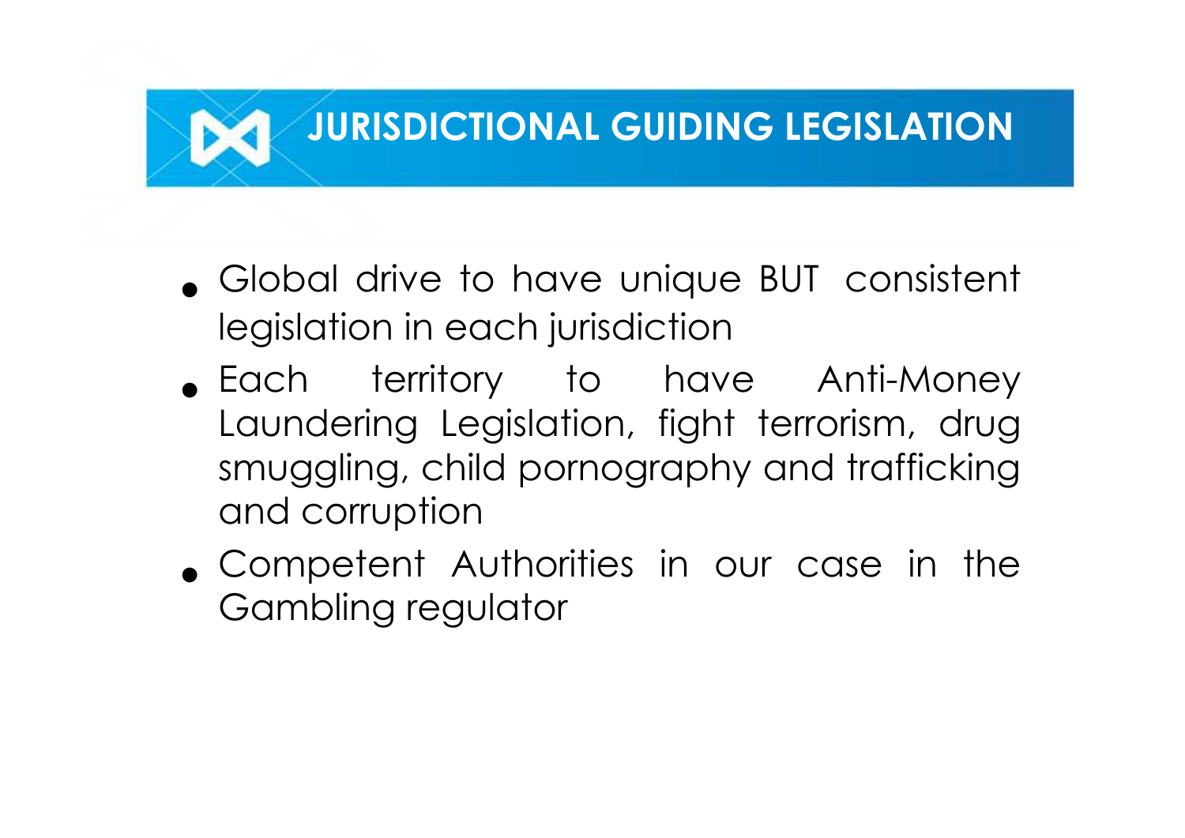# JURISDICTIONAL GUIDING LEGISLATION

- Global drive to have unique BUT consistent legislation in each jurisdiction
- Each territory to have Anti-Money Laundering Legislation, fight terrorism, drug smuggling, child pornography and trafficking and corruption
- Competent Authorities in our case in the Gambling regulator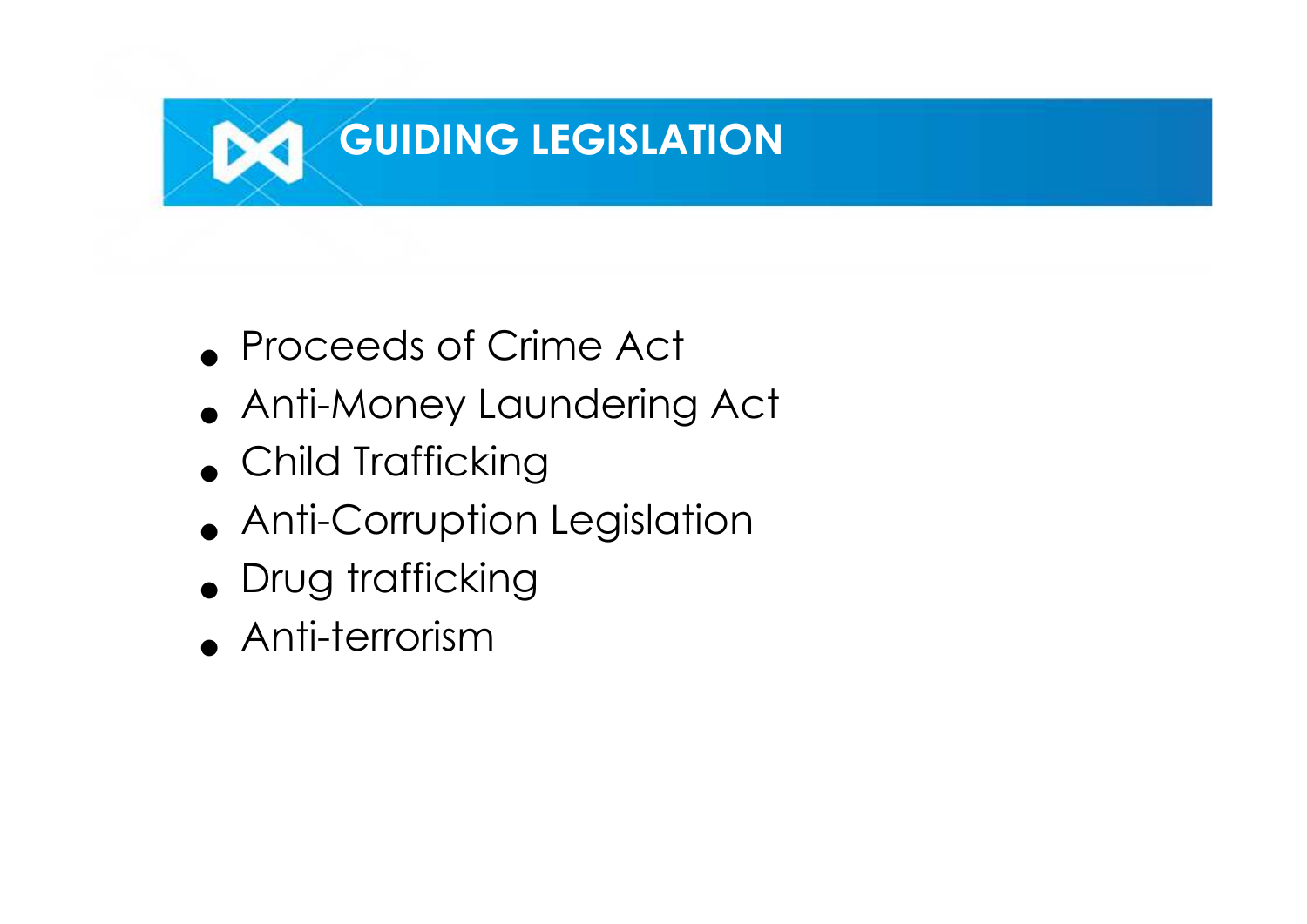# GUIDING LEGISLATION

- Proceeds of Crime Act
- Anti-Money Laundering Act
- Child Trafficking
- Anti-Corruption Legislation
- Drug trafficking
- Anti-terrorism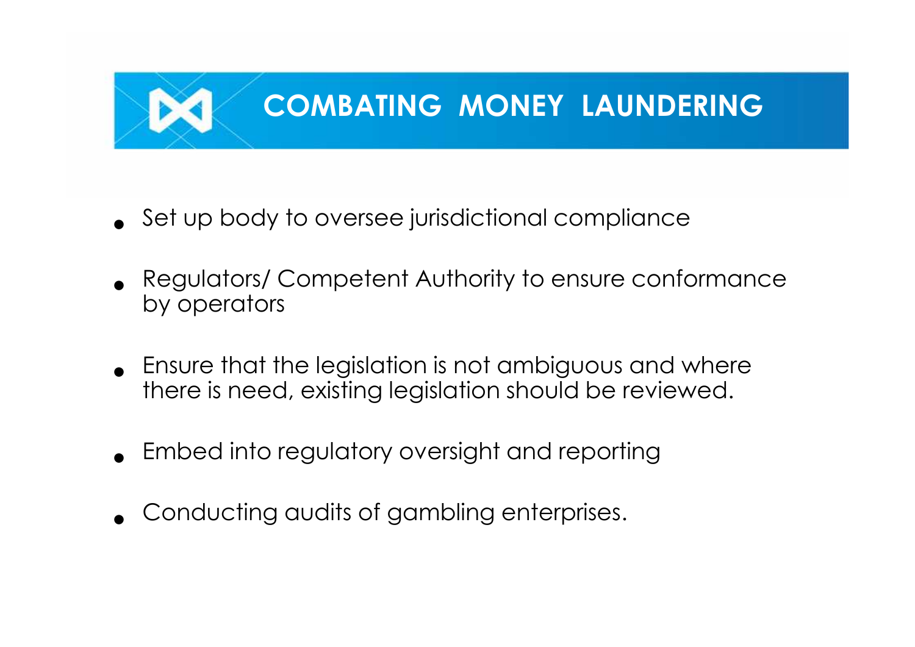# COMBATING MONEY LAUNDERING

- Set up body to oversee jurisdictional compliance
- Regulators/ Competent Authority to ensure conformance by operators
- Ensure that the legislation is not ambiguous and where there is need, existing legislation should be reviewed.
- Embed into regulatory oversight and reporting
- Conducting audits of gambling enterprises.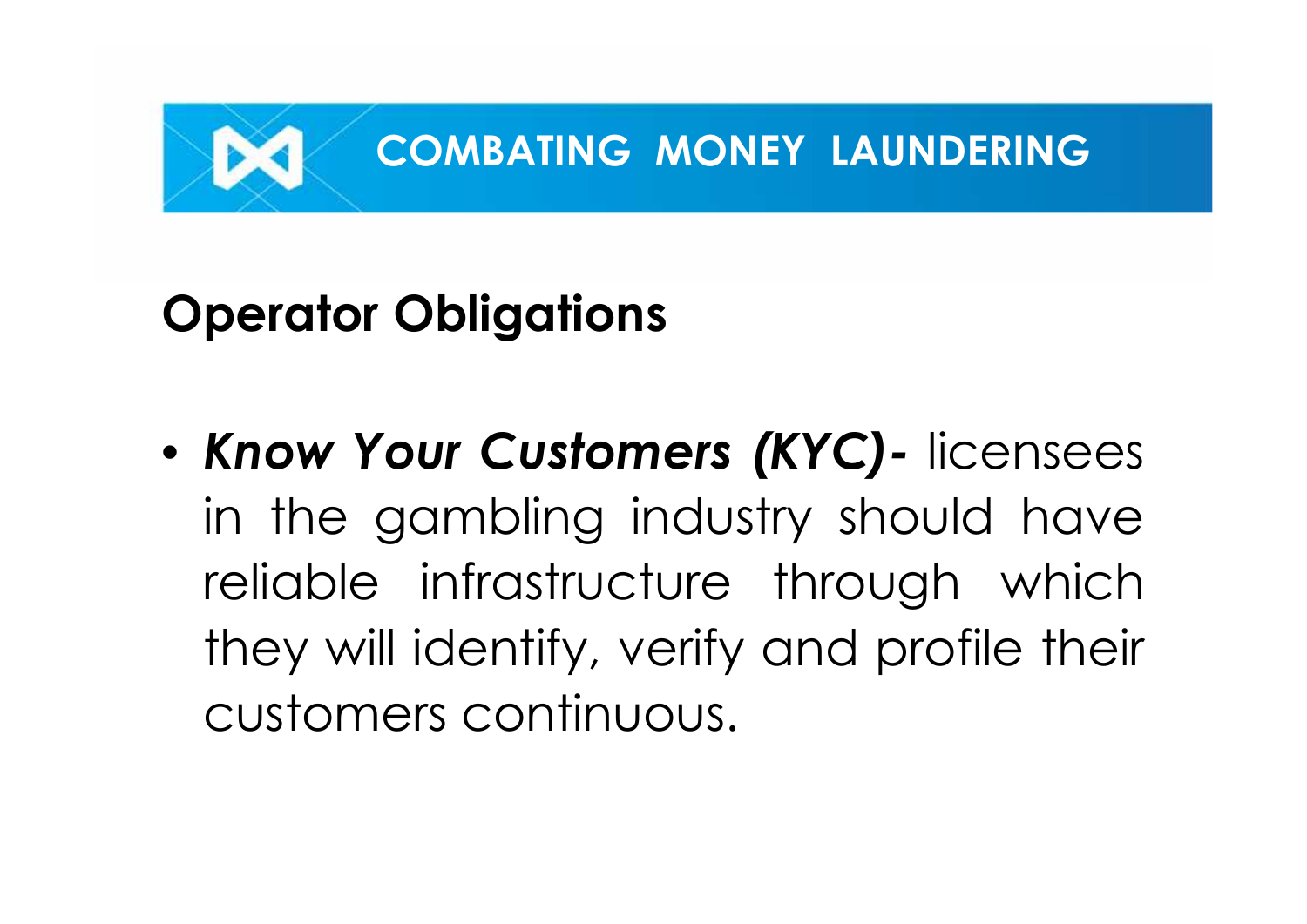# COMBATING MONEY LAUNDERING

## Operator Obligations

- ***Know Your Customers (KYC)-*** licensees in the gambling industry should have reliable infrastructure through which they will identify, verify and profile their customers continuous.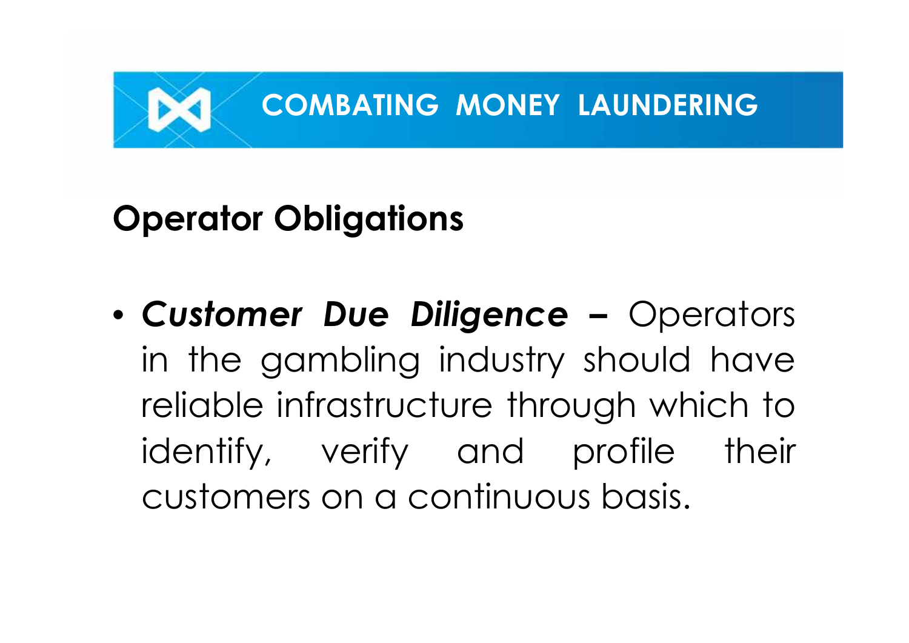# COMBATING MONEY LAUNDERING

## Operator Obligations

- ***Customer Due Diligence* –** Operators in the gambling industry should have reliable infrastructure through which to identify, verify and profile their customers on a continuous basis.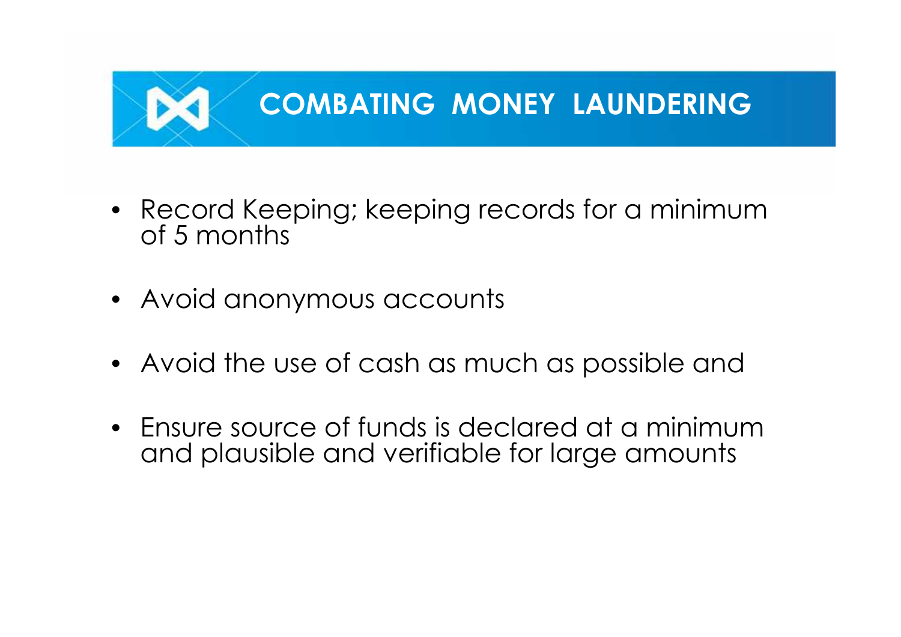# COMBATING MONEY LAUNDERING

- Record Keeping; keeping records for a minimum of 5 months
- Avoid anonymous accounts
- Avoid the use of cash as much as possible and
- Ensure source of funds is declared at a minimum and plausible and verifiable for large amounts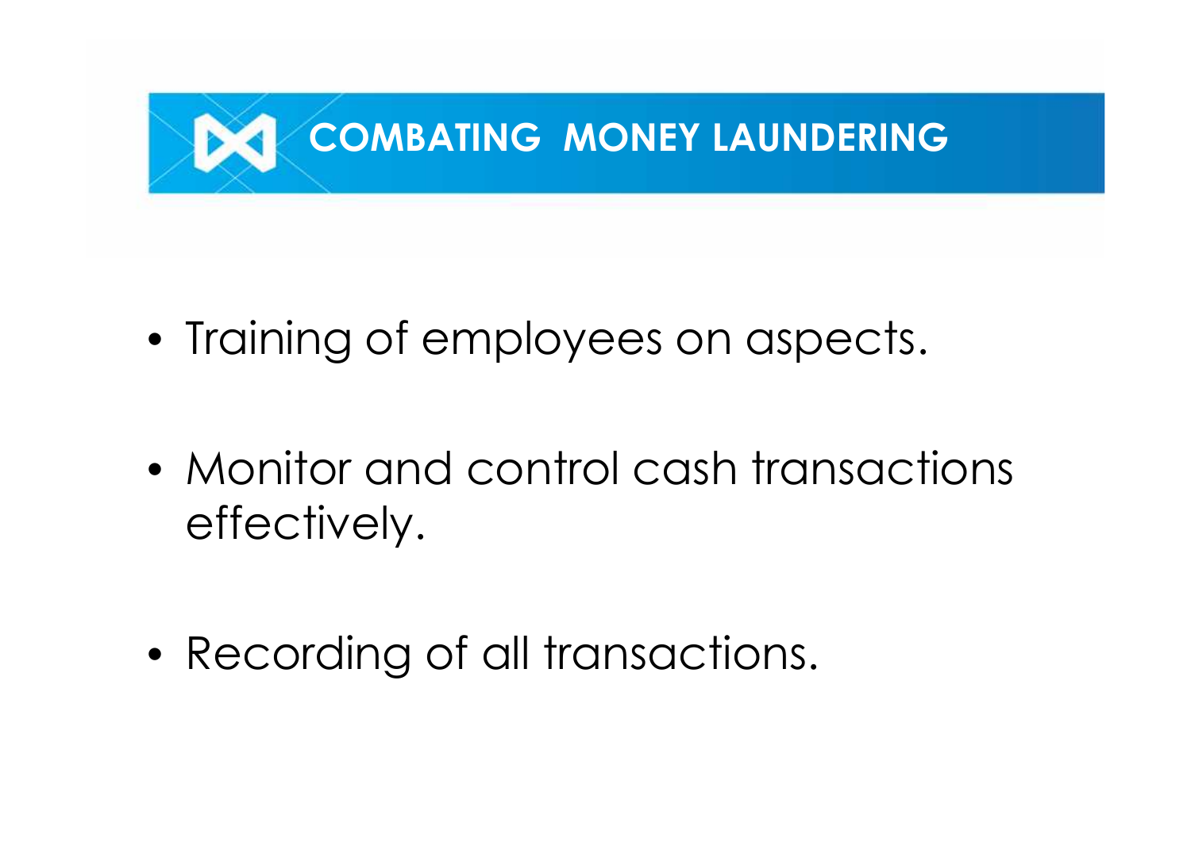# COMBATING MONEY LAUNDERING

- Training of employees on aspects.
- Monitor and control cash transactions effectively.
- Recording of all transactions.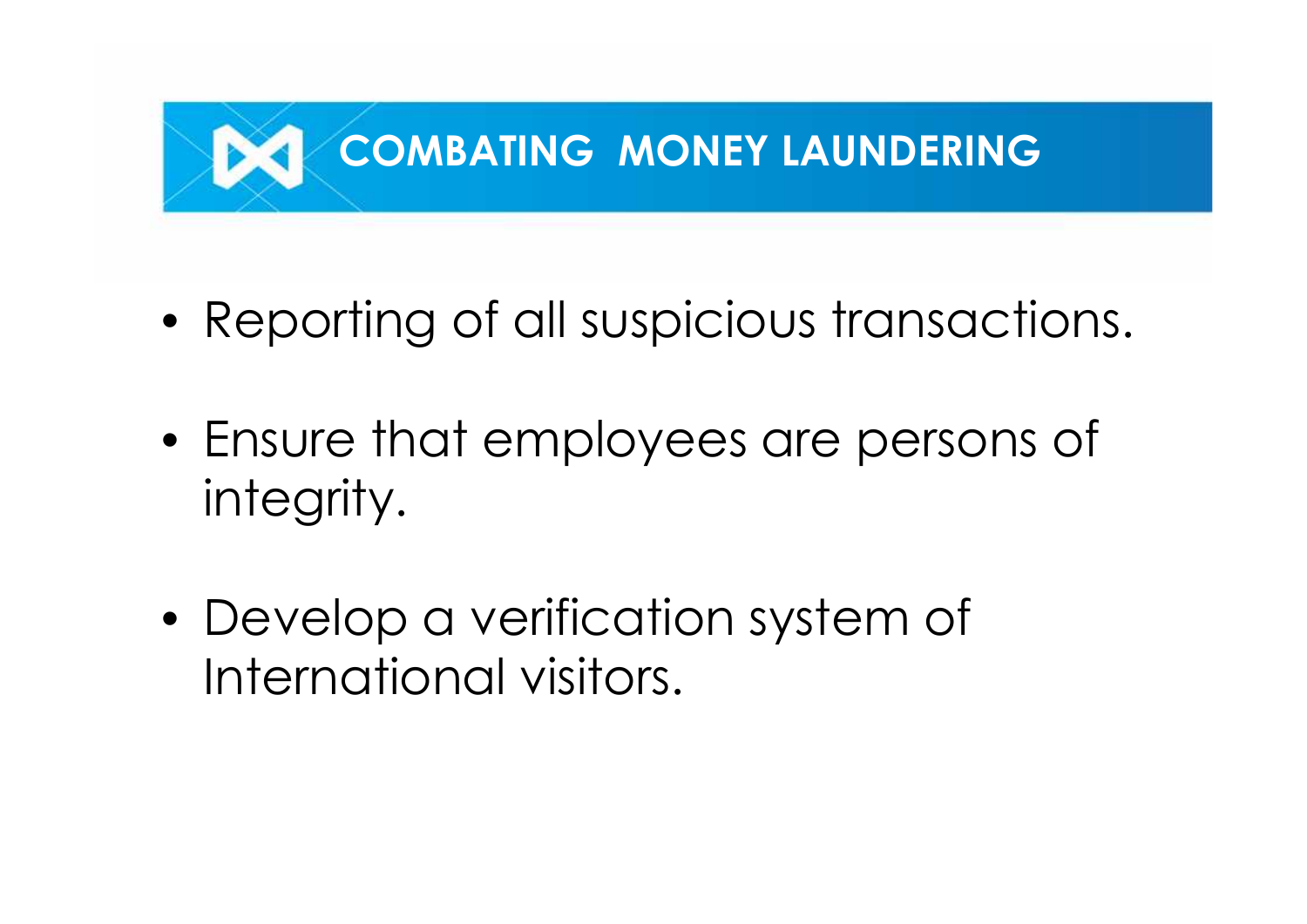# COMBATING MONEY LAUNDERING

- Reporting of all suspicious transactions.
- Ensure that employees are persons of integrity.
- Develop a verification system of International visitors.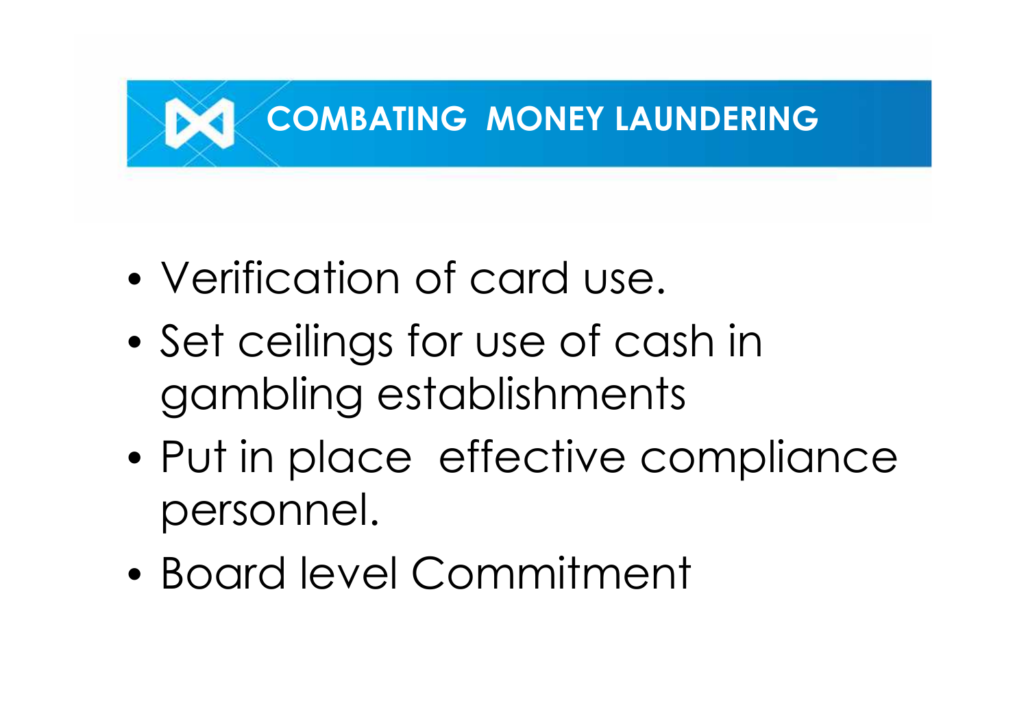# COMBATING MONEY LAUNDERING

- Verification of card use.
- Set ceilings for use of cash in gambling establishments
- Put in place effective compliance personnel.
- Board level Commitment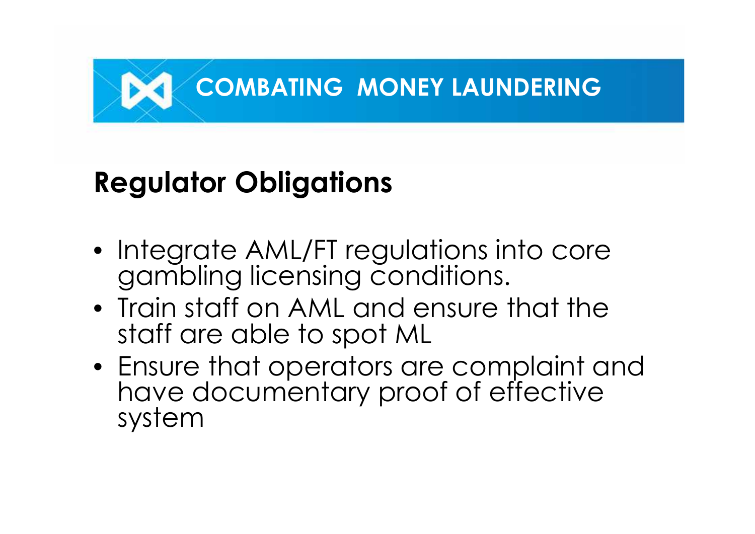# COMBATING MONEY LAUNDERING

## Regulator Obligations

- Integrate AML/FT regulations into core gambling licensing conditions.
- Train staff on AML and ensure that the staff are able to spot ML
- Ensure that operators are complaint and have documentary proof of effective system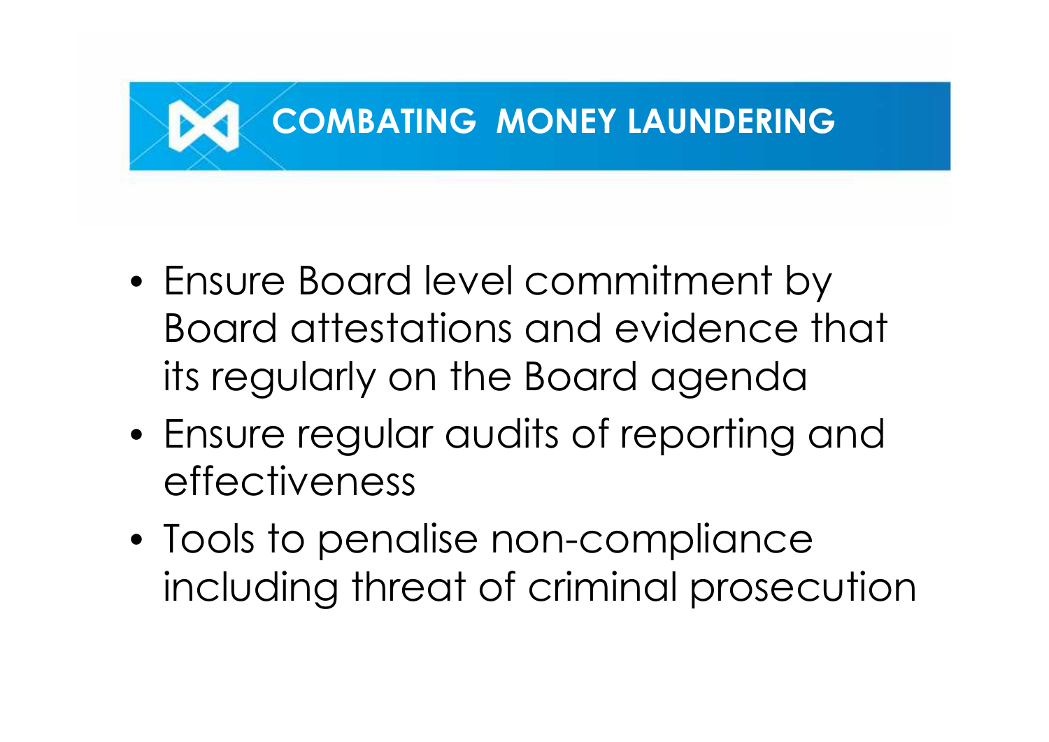# COMBATING MONEY LAUNDERING

- Ensure Board level commitment by Board attestations and evidence that its regularly on the Board agenda
- Ensure regular audits of reporting and effectiveness
- Tools to penalise non-compliance including threat of criminal prosecution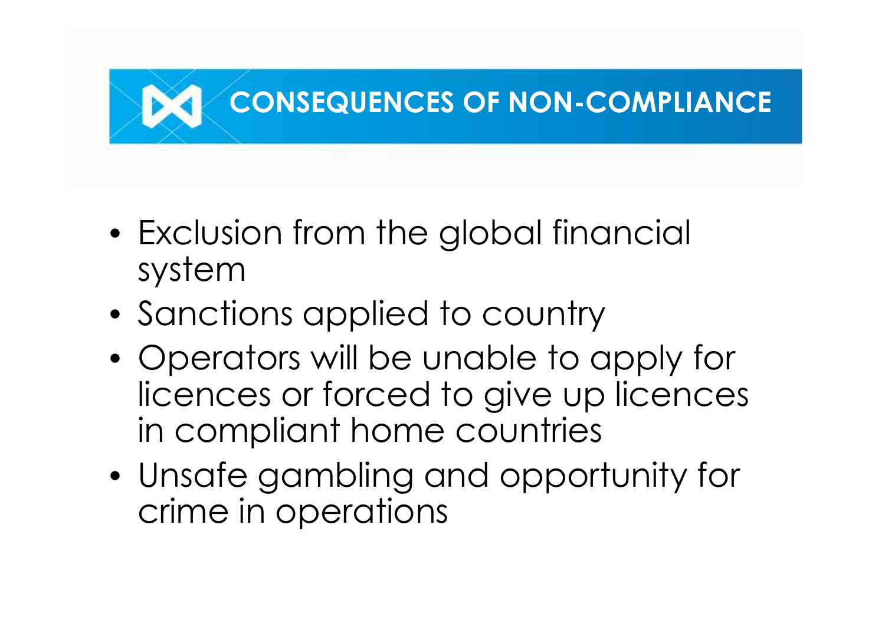# CONSEQUENCES OF NON-COMPLIANCE

- Exclusion from the global financial system
- Sanctions applied to country
- Operators will be unable to apply for licences or forced to give up licences in compliant home countries
- Unsafe gambling and opportunity for crime in operations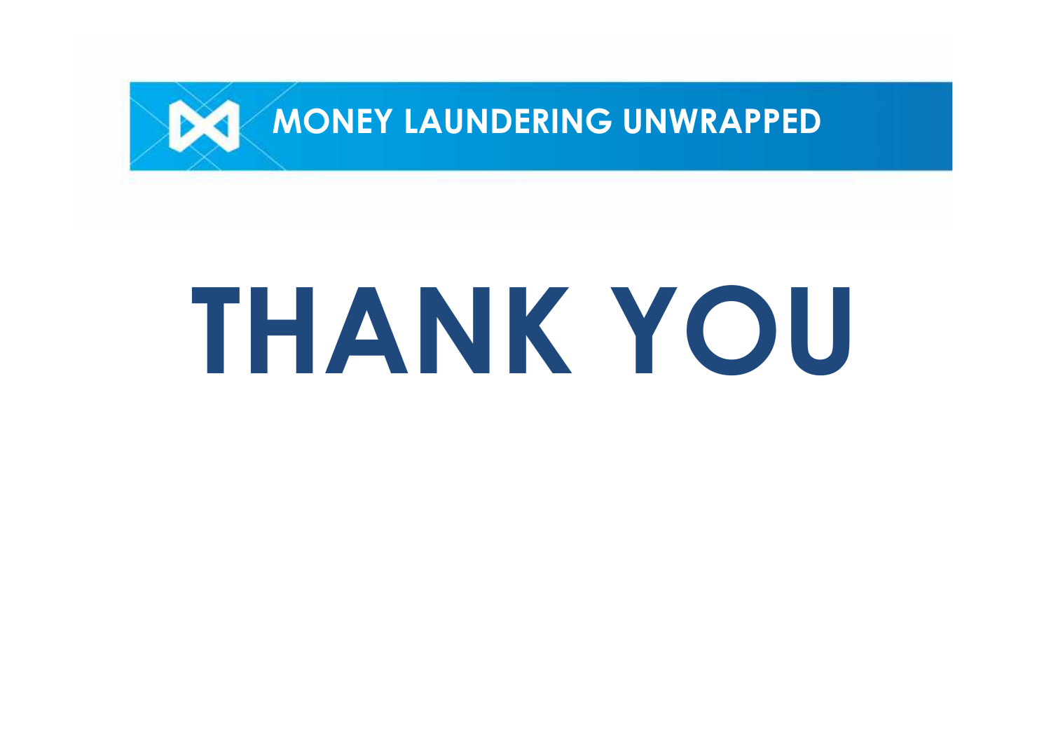MONEY LAUNDERING UNWRAPPED

# THANK YOU